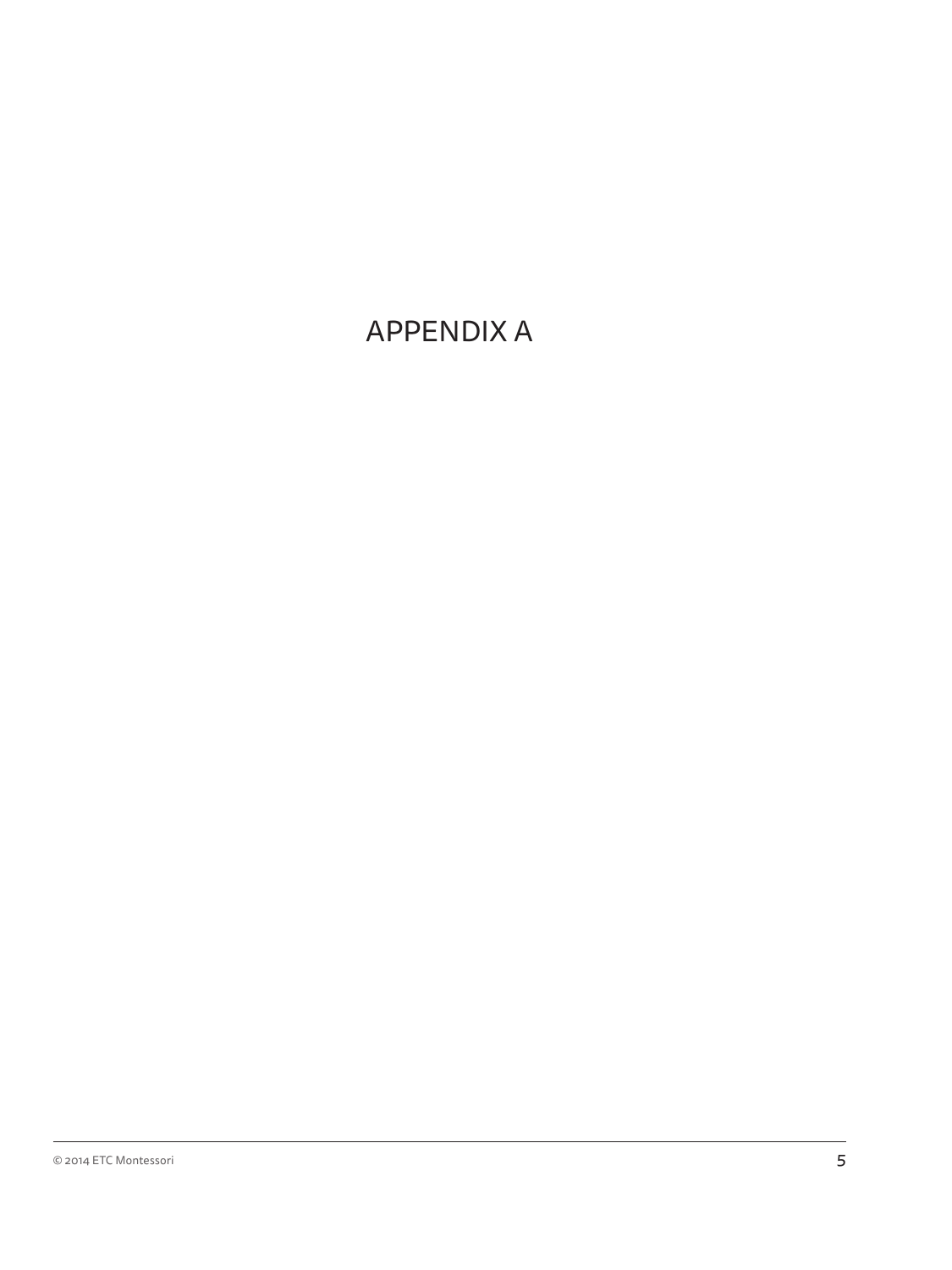# APPENDIX A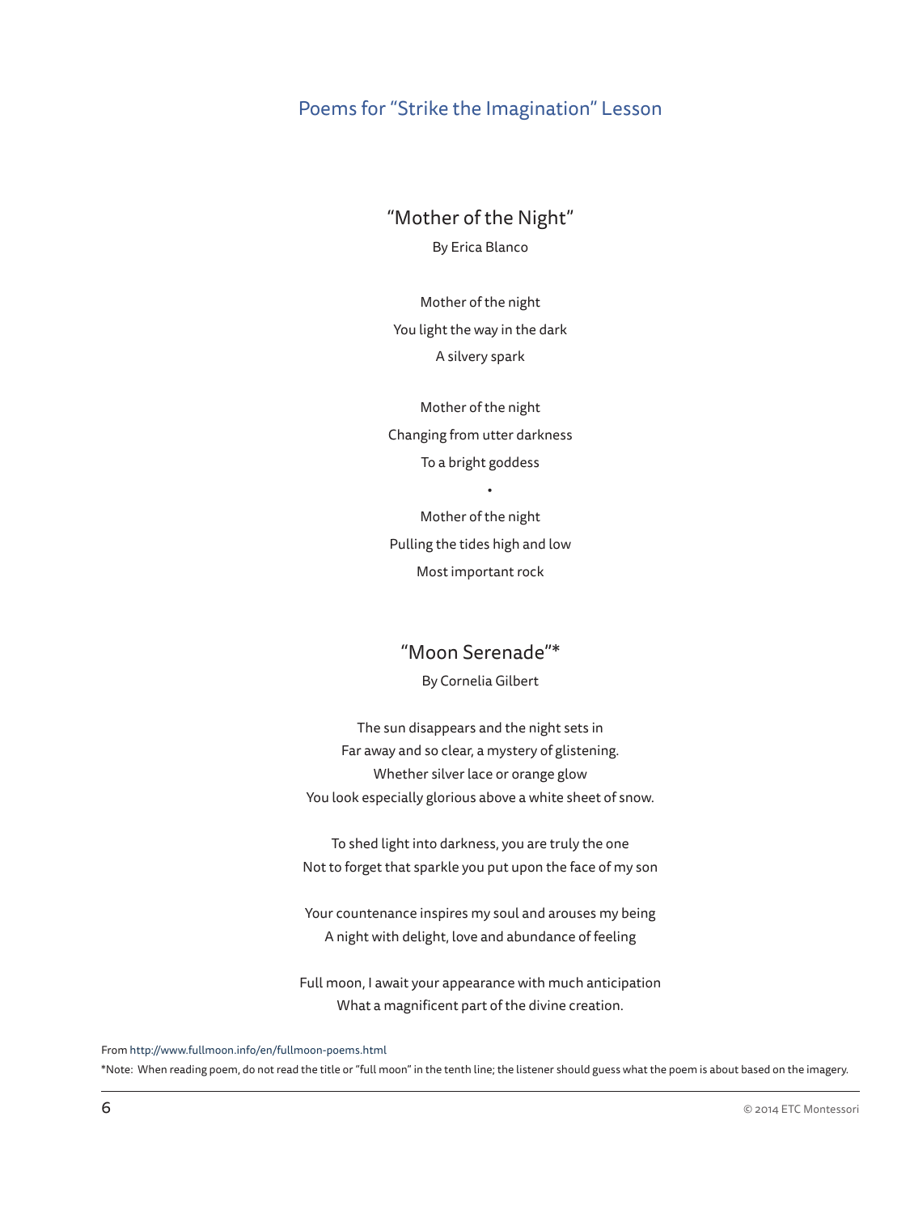## Poems for "Strike the Imagination" Lesson

### "Mother of the Night"

By Erica Blanco

Mother of the night
You light the way in the dark
A silvery spark

Mother of the night
Changing from utter darkness
To a bright goddess

•

Mother of the night
Pulling the tides high and low
Most important rock

### "Moon Serenade"*

By Cornelia Gilbert

The sun disappears and the night sets in
Far away and so clear, a mystery of glistening.
Whether silver lace or orange glow
You look especially glorious above a white sheet of snow.

To shed light into darkness, you are truly the one
Not to forget that sparkle you put upon the face of my son

Your countenance inspires my soul and arouses my being
A night with delight, love and abundance of feeling

Full moon, I await your appearance with much anticipation
What a magnificent part of the divine creation.

From http://www.fullmoon.info/en/fullmoon-poems.html

*Note: When reading poem, do not read the title or "full moon" in the tenth line; the listener should guess what the poem is about based on the imagery.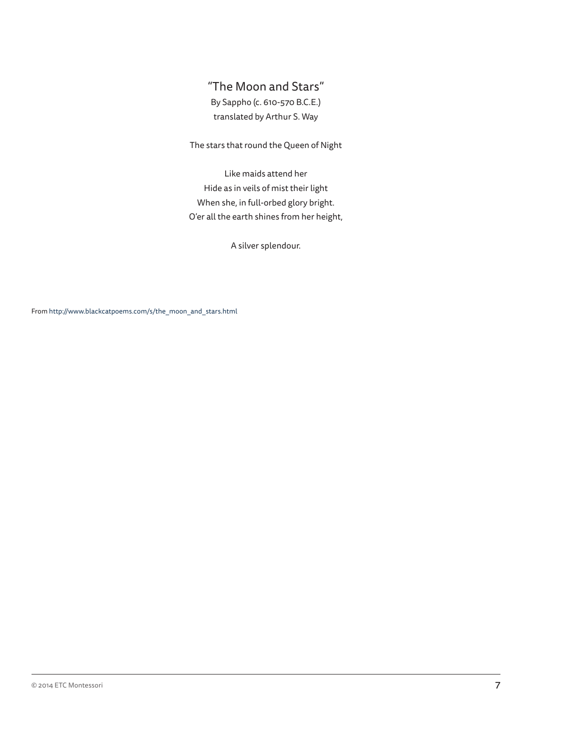## "The Moon and Stars"

By Sappho (c. 610-570 B.C.E.)
translated by Arthur S. Way

The stars that round the Queen of Night

Like maids attend her
Hide as in veils of mist their light
When she, in full-orbed glory bright.
O'er all the earth shines from her height,

A silver splendour.

From http://www.blackcatpoems.com/s/the_moon_and_stars.html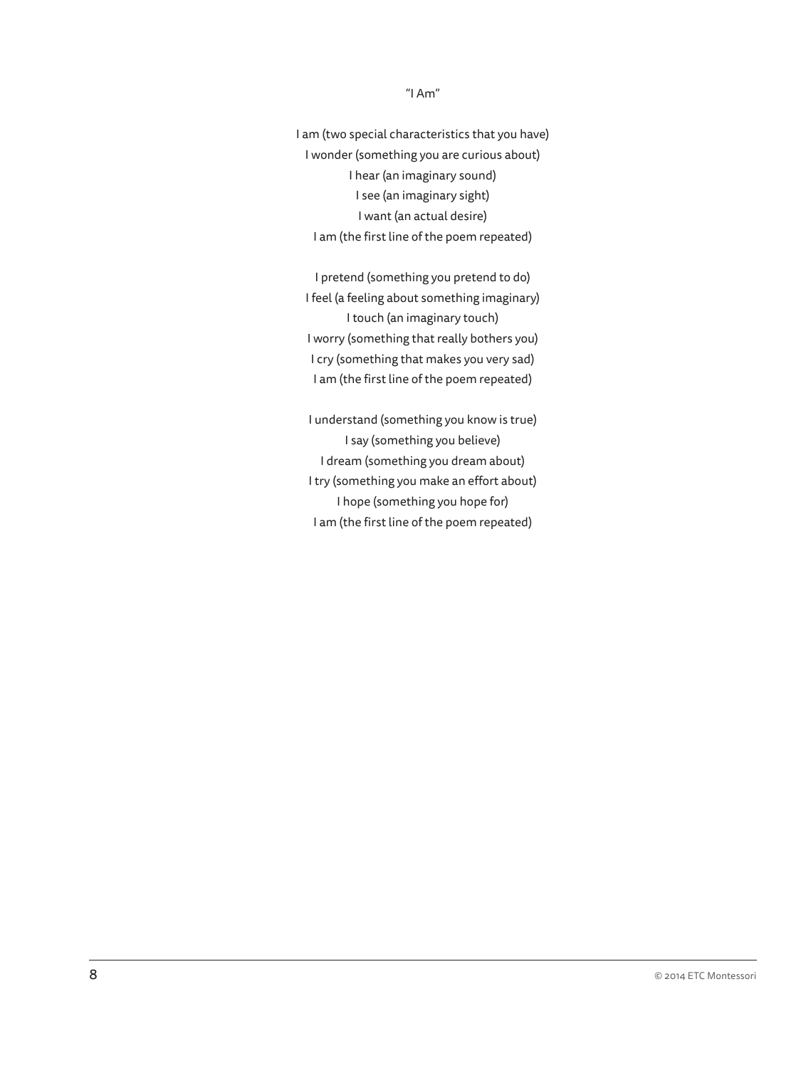"I Am"

I am (two special characteristics that you have)
I wonder (something you are curious about)
I hear (an imaginary sound)
I see (an imaginary sight)
I want (an actual desire)
I am (the first line of the poem repeated)

I pretend (something you pretend to do)
I feel (a feeling about something imaginary)
I touch (an imaginary touch)
I worry (something that really bothers you)
I cry (something that makes you very sad)
I am (the first line of the poem repeated)

I understand (something you know is true)
I say (something you believe)
I dream (something you dream about)
I try (something you make an effort about)
I hope (something you hope for)
I am (the first line of the poem repeated)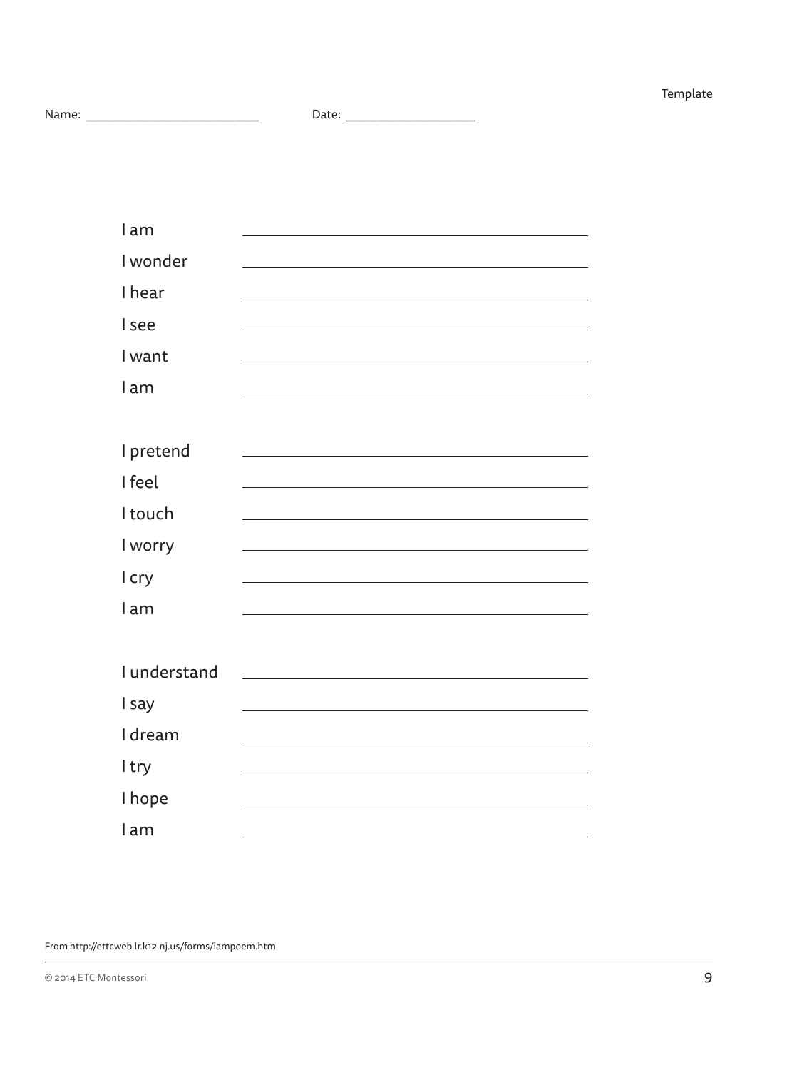Template

Name: ___________________________ Date: ____________________

I am ___________________________________________

I wonder ___________________________________________

I hear ___________________________________________

I see ___________________________________________

I want ___________________________________________

I am ___________________________________________

I pretend ___________________________________________

I feel ___________________________________________

I touch ___________________________________________

I worry ___________________________________________

I cry ___________________________________________

I am ___________________________________________

I understand ___________________________________________

I say ___________________________________________

I dream ___________________________________________

I try ___________________________________________

I hope ___________________________________________

I am ___________________________________________

From http://ettcweb.lr.k12.nj.us/forms/iampoem.htm

© 2014 ETC Montessori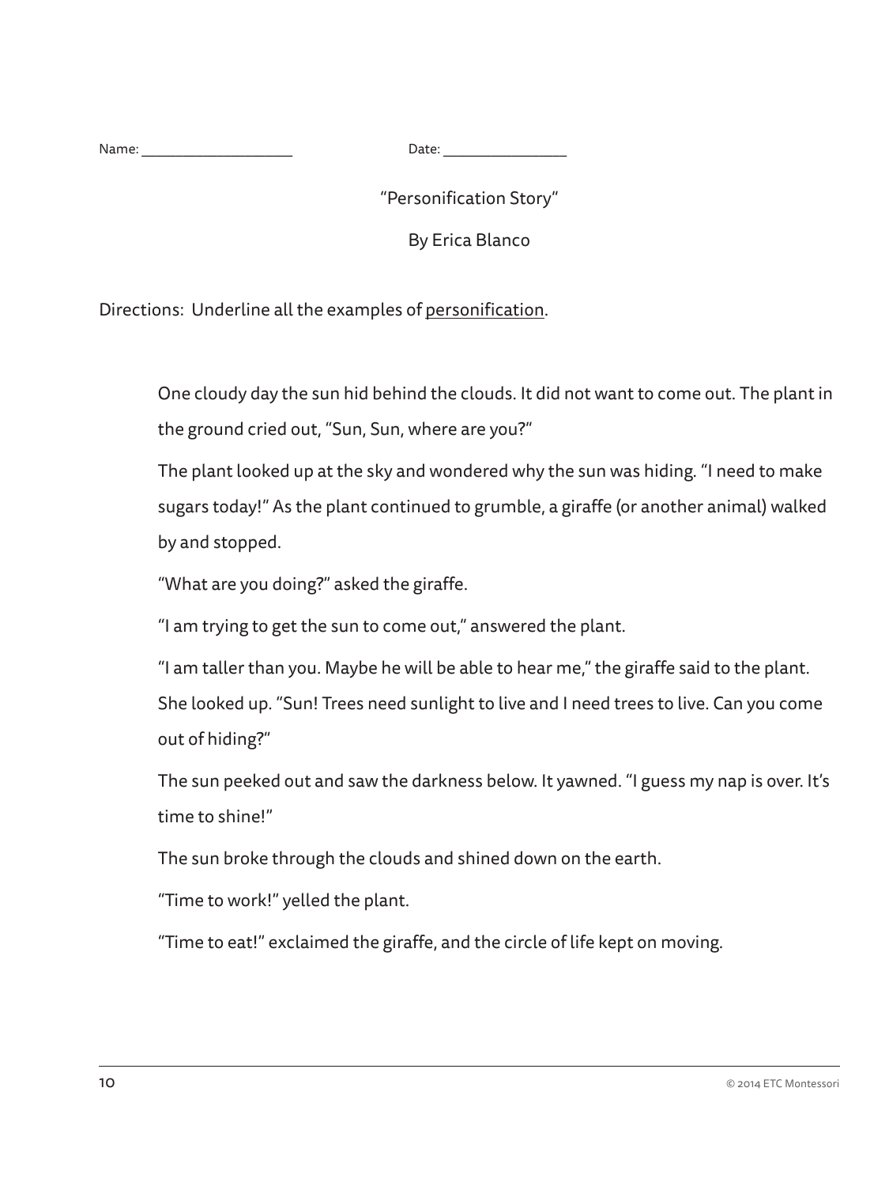Name: ____________________ Date: ________________

"Personification Story"

By Erica Blanco

Directions: Underline all the examples of <u>personification</u>.

One cloudy day the sun hid behind the clouds. It did not want to come out. The plant in the ground cried out, "Sun, Sun, where are you?"

The plant looked up at the sky and wondered why the sun was hiding. "I need to make sugars today!" As the plant continued to grumble, a giraffe (or another animal) walked by and stopped.

"What are you doing?" asked the giraffe.

"I am trying to get the sun to come out," answered the plant.

"I am taller than you. Maybe he will be able to hear me," the giraffe said to the plant. She looked up. "Sun! Trees need sunlight to live and I need trees to live. Can you come out of hiding?"

The sun peeked out and saw the darkness below. It yawned. "I guess my nap is over. It's time to shine!"

The sun broke through the clouds and shined down on the earth.

"Time to work!" yelled the plant.

"Time to eat!" exclaimed the giraffe, and the circle of life kept on moving.

© 2014 ETC Montessori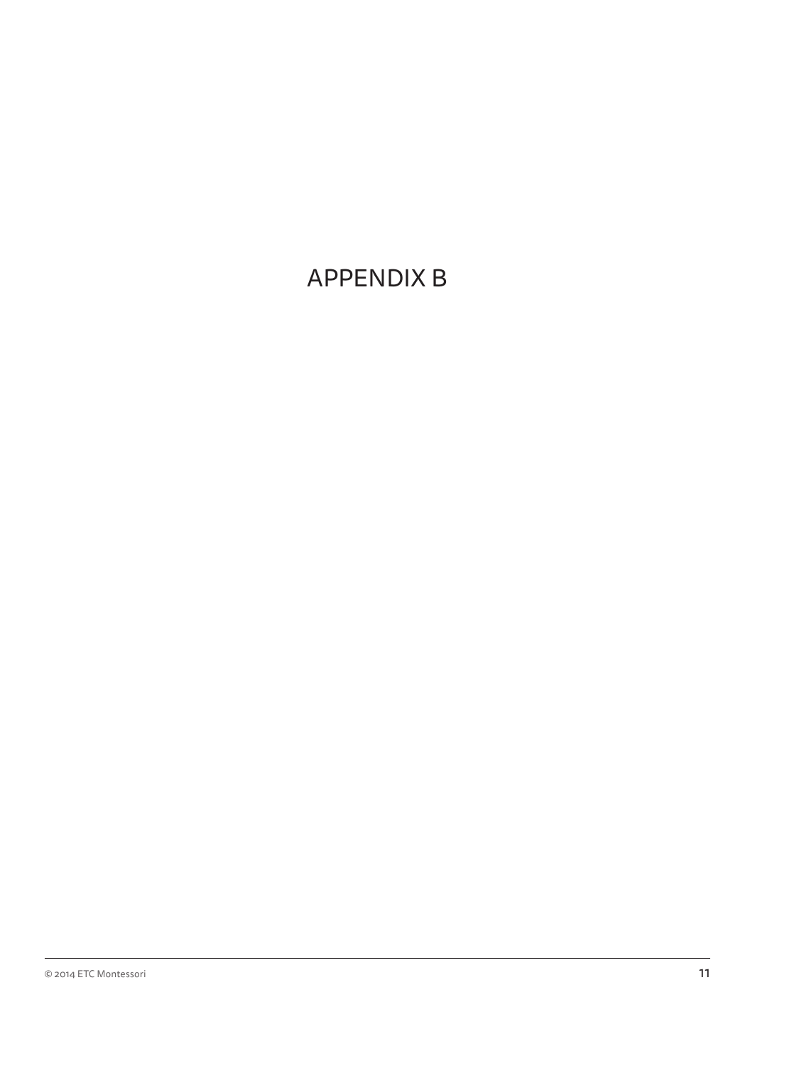# APPENDIX B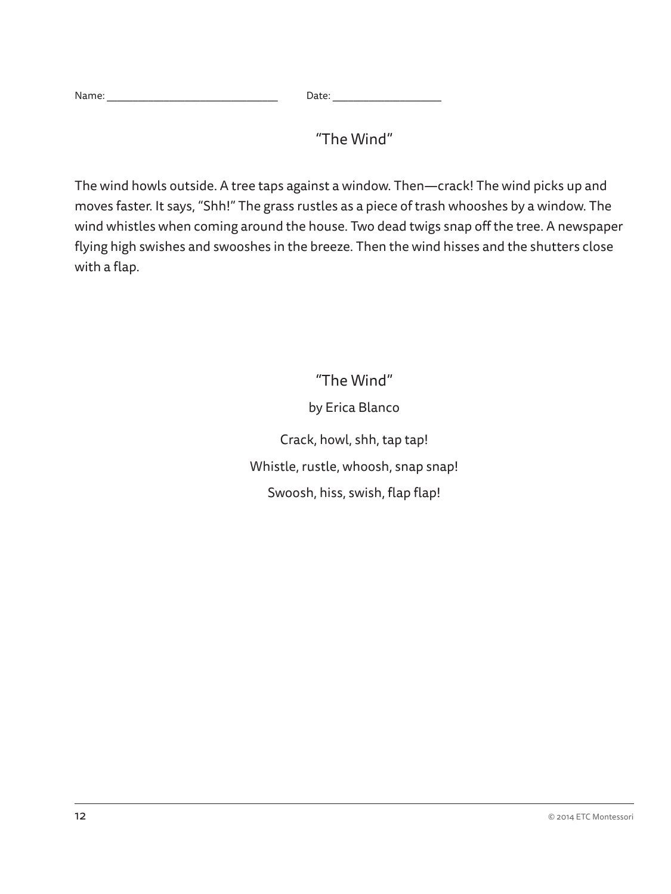Name: ______________________________ Date: ___________________

## "The Wind"

The wind howls outside. A tree taps against a window. Then—crack! The wind picks up and moves faster. It says, "Shh!" The grass rustles as a piece of trash whooshes by a window. The wind whistles when coming around the house. Two dead twigs snap off the tree. A newspaper flying high swishes and swooshes in the breeze. Then the wind hisses and the shutters close with a flap.

## "The Wind"

by Erica Blanco

Crack, howl, shh, tap tap!  
Whistle, rustle, whoosh, snap snap!  
Swoosh, hiss, swish, flap flap!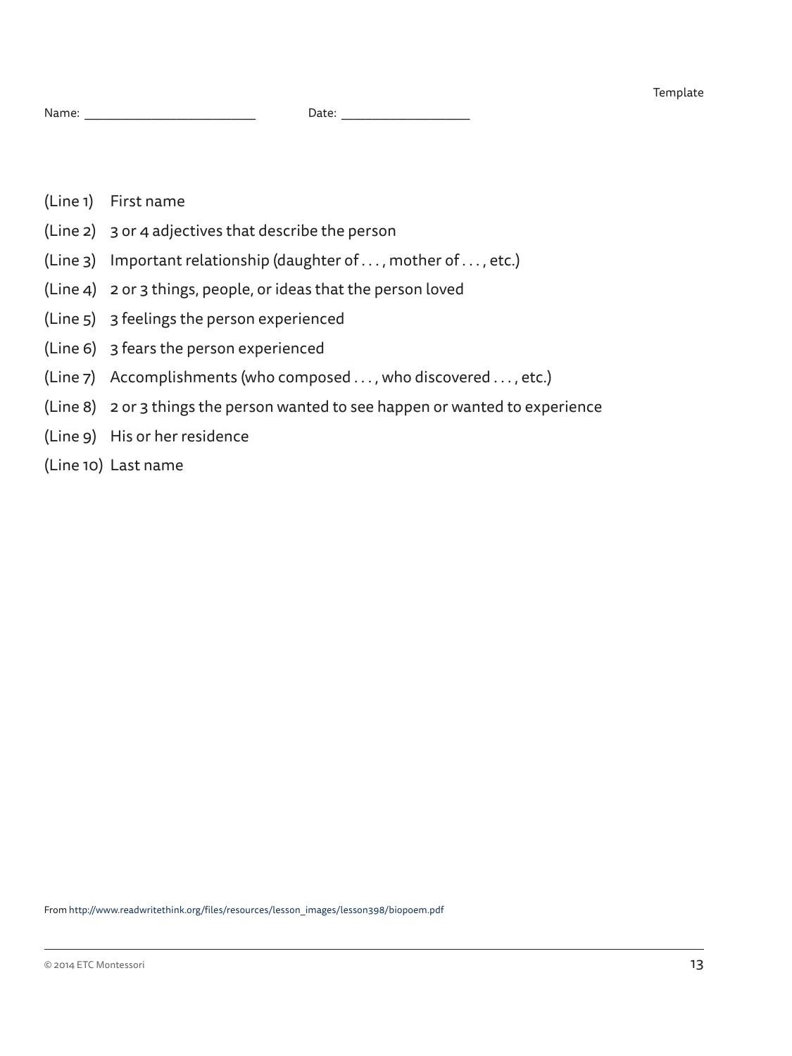Template

Name: ___________________________ Date: ____________________

(Line 1) First name

(Line 2) 3 or 4 adjectives that describe the person

(Line 3) Important relationship (daughter of . . . , mother of . . . , etc.)

(Line 4) 2 or 3 things, people, or ideas that the person loved

(Line 5) 3 feelings the person experienced

(Line 6) 3 fears the person experienced

(Line 7) Accomplishments (who composed . . . , who discovered . . . , etc.)

(Line 8) 2 or 3 things the person wanted to see happen or wanted to experience

(Line 9) His or her residence

(Line 10) Last name

From http://www.readwritethink.org/files/resources/lesson_images/lesson398/biopoem.pdf

© 2014 ETC Montessori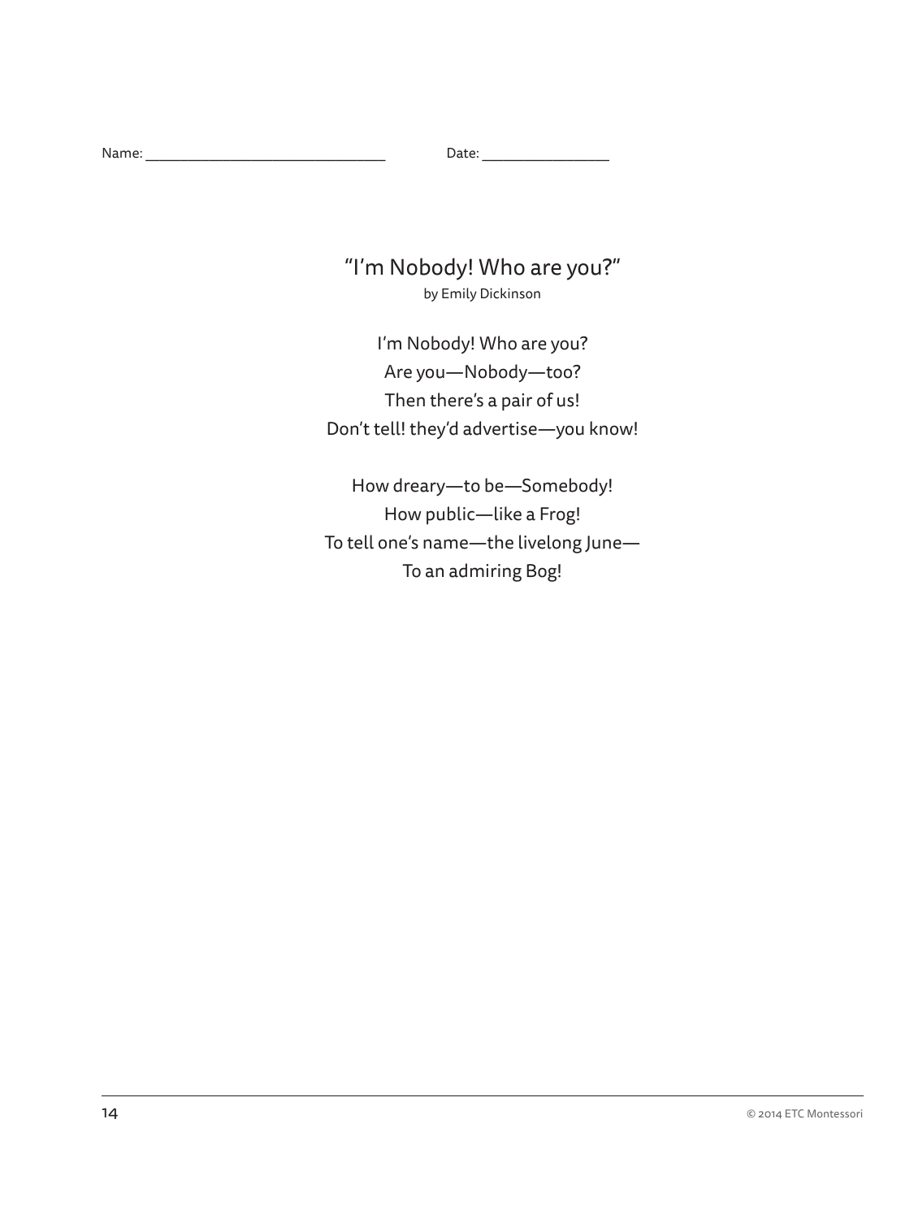Name: _______________________________ Date: ________________

## "I'm Nobody! Who are you?"

by Emily Dickinson

I'm Nobody! Who are you?
Are you—Nobody—too?
Then there's a pair of us!
Don't tell! they'd advertise—you know!

How dreary—to be—Somebody!
How public—like a Frog!
To tell one's name—the livelong June—
To an admiring Bog!

© 2014 ETC Montessori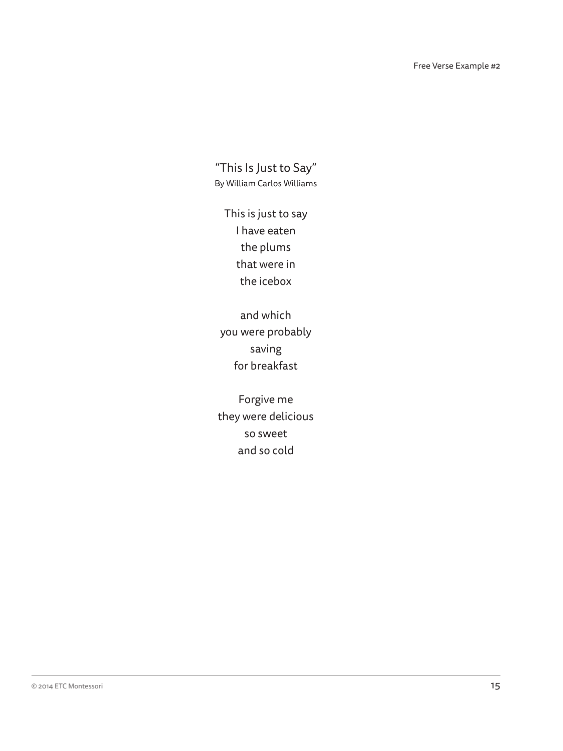Free Verse Example #2

## "This Is Just to Say"

By William Carlos Williams

This is just to say  
I have eaten  
the plums  
that were in  
the icebox

and which  
you were probably  
saving  
for breakfast

Forgive me  
they were delicious  
so sweet  
and so cold

© 2014 ETC Montessori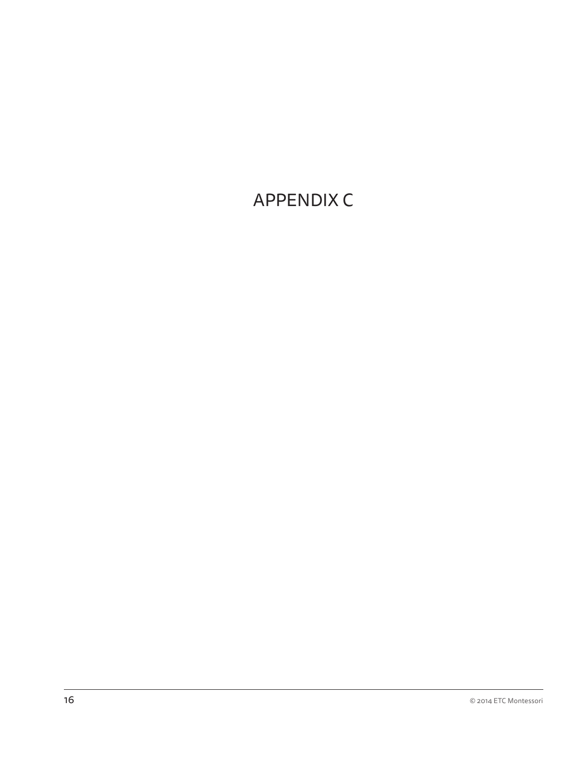# APPENDIX C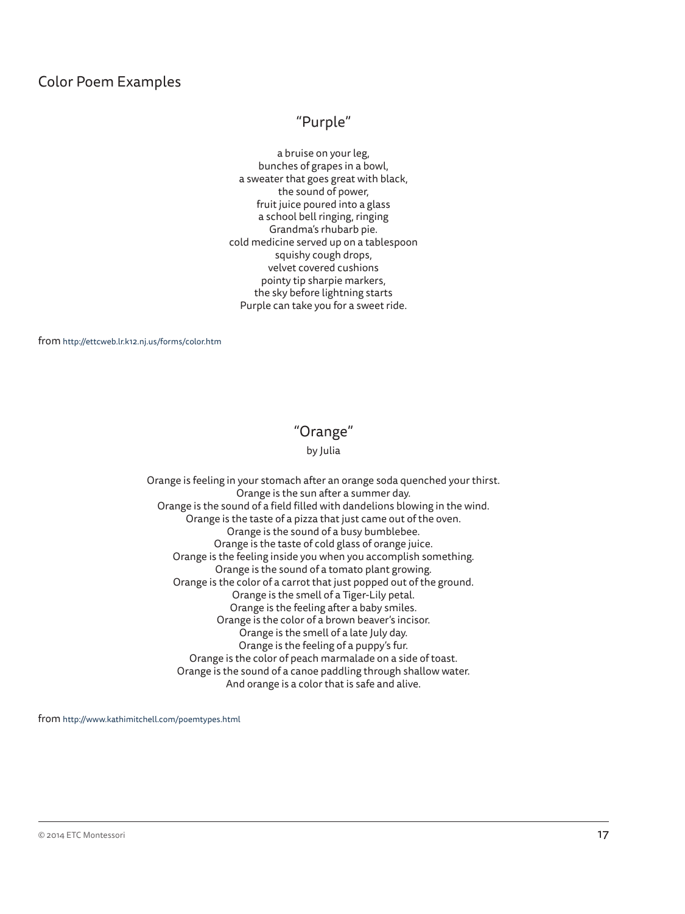## Color Poem Examples

### "Purple"

a bruise on your leg,  
bunches of grapes in a bowl,  
a sweater that goes great with black,  
the sound of power,  
fruit juice poured into a glass  
a school bell ringing, ringing  
Grandma's rhubarb pie.  
cold medicine served up on a tablespoon  
squishy cough drops,  
velvet covered cushions  
pointy tip sharpie markers,  
the sky before lightning starts  
Purple can take you for a sweet ride.

from http://ettcweb.lr.k12.nj.us/forms/color.htm

### "Orange"

by Julia

Orange is feeling in your stomach after an orange soda quenched your thirst.  
Orange is the sun after a summer day.  
Orange is the sound of a field filled with dandelions blowing in the wind.  
Orange is the taste of a pizza that just came out of the oven.  
Orange is the sound of a busy bumblebee.  
Orange is the taste of cold glass of orange juice.  
Orange is the feeling inside you when you accomplish something.  
Orange is the sound of a tomato plant growing.  
Orange is the color of a carrot that just popped out of the ground.  
Orange is the smell of a Tiger-Lily petal.  
Orange is the feeling after a baby smiles.  
Orange is the color of a brown beaver's incisor.  
Orange is the smell of a late July day.  
Orange is the feeling of a puppy's fur.  
Orange is the color of peach marmalade on a side of toast.  
Orange is the sound of a canoe paddling through shallow water.  
And orange is a color that is safe and alive.

from http://www.kathimitchell.com/poemtypes.html

© 2014 ETC Montessori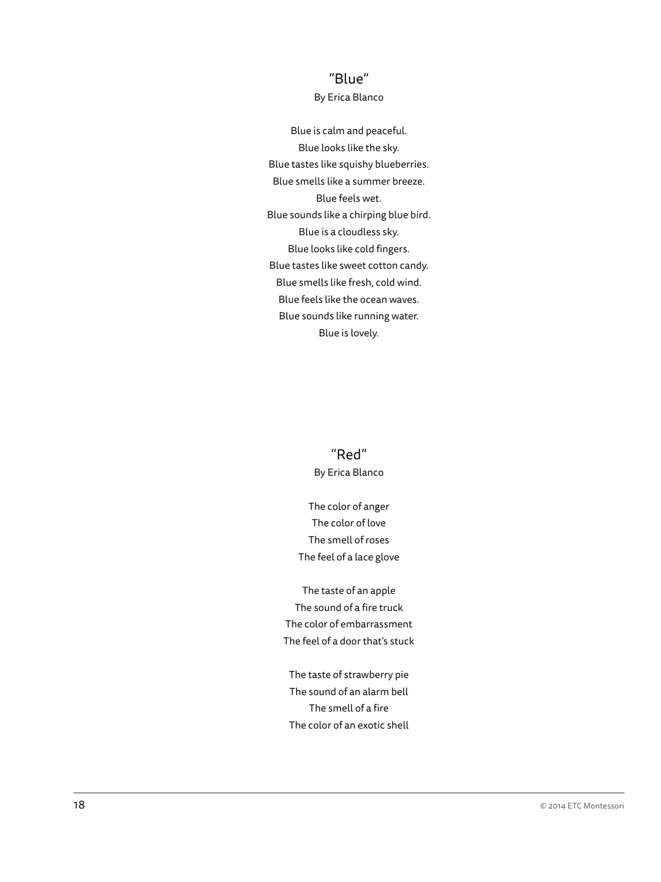## "Blue"

By Erica Blanco

Blue is calm and peaceful.  
Blue looks like the sky.  
Blue tastes like squishy blueberries.  
Blue smells like a summer breeze.  
Blue feels wet.  
Blue sounds like a chirping blue bird.  
Blue is a cloudless sky.  
Blue looks like cold fingers.  
Blue tastes like sweet cotton candy.  
Blue smells like fresh, cold wind.  
Blue feels like the ocean waves.  
Blue sounds like running water.  
Blue is lovely.

## "Red"

By Erica Blanco

The color of anger  
The color of love  
The smell of roses  
The feel of a lace glove

The taste of an apple  
The sound of a fire truck  
The color of embarrassment  
The feel of a door that's stuck

The taste of strawberry pie  
The sound of an alarm bell  
The smell of a fire  
The color of an exotic shell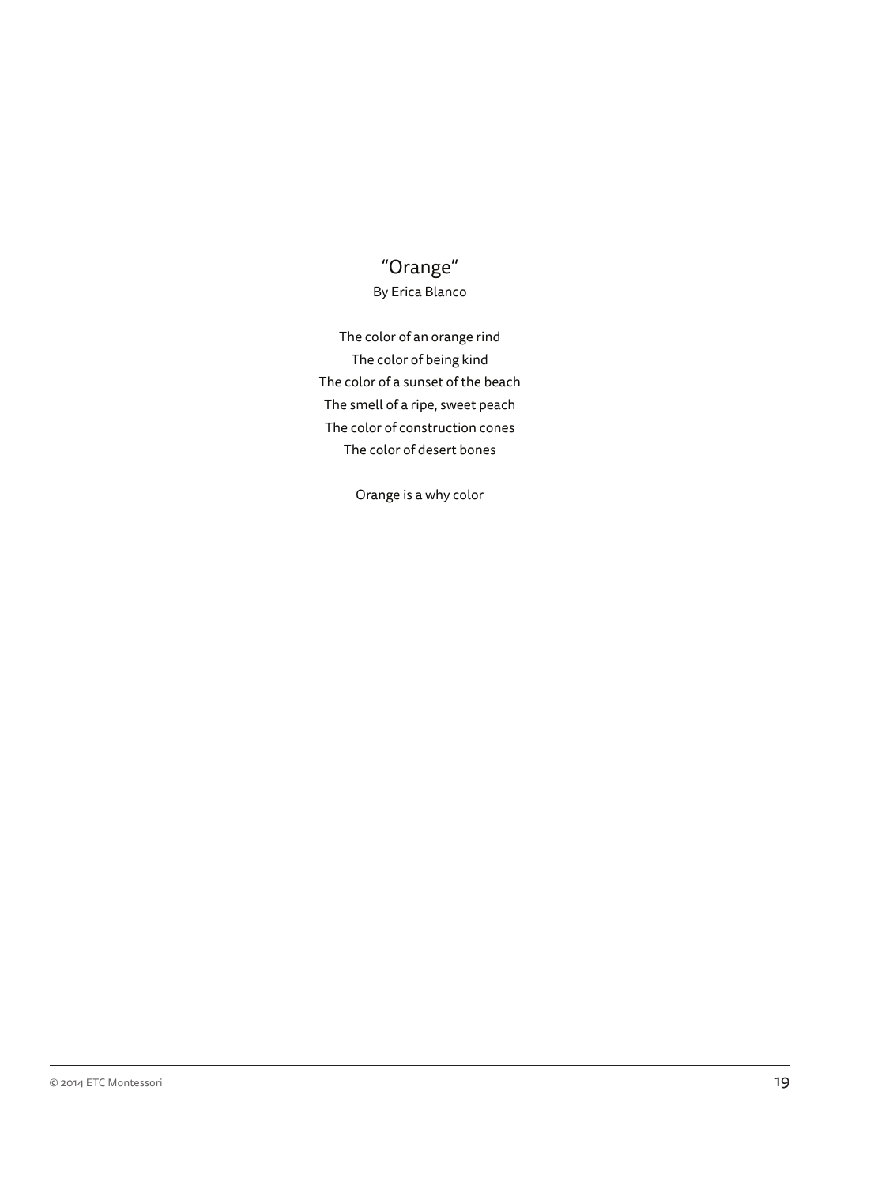## "Orange"

By Erica Blanco

The color of an orange rind
The color of being kind
The color of a sunset of the beach
The smell of a ripe, sweet peach
The color of construction cones
The color of desert bones

Orange is a why color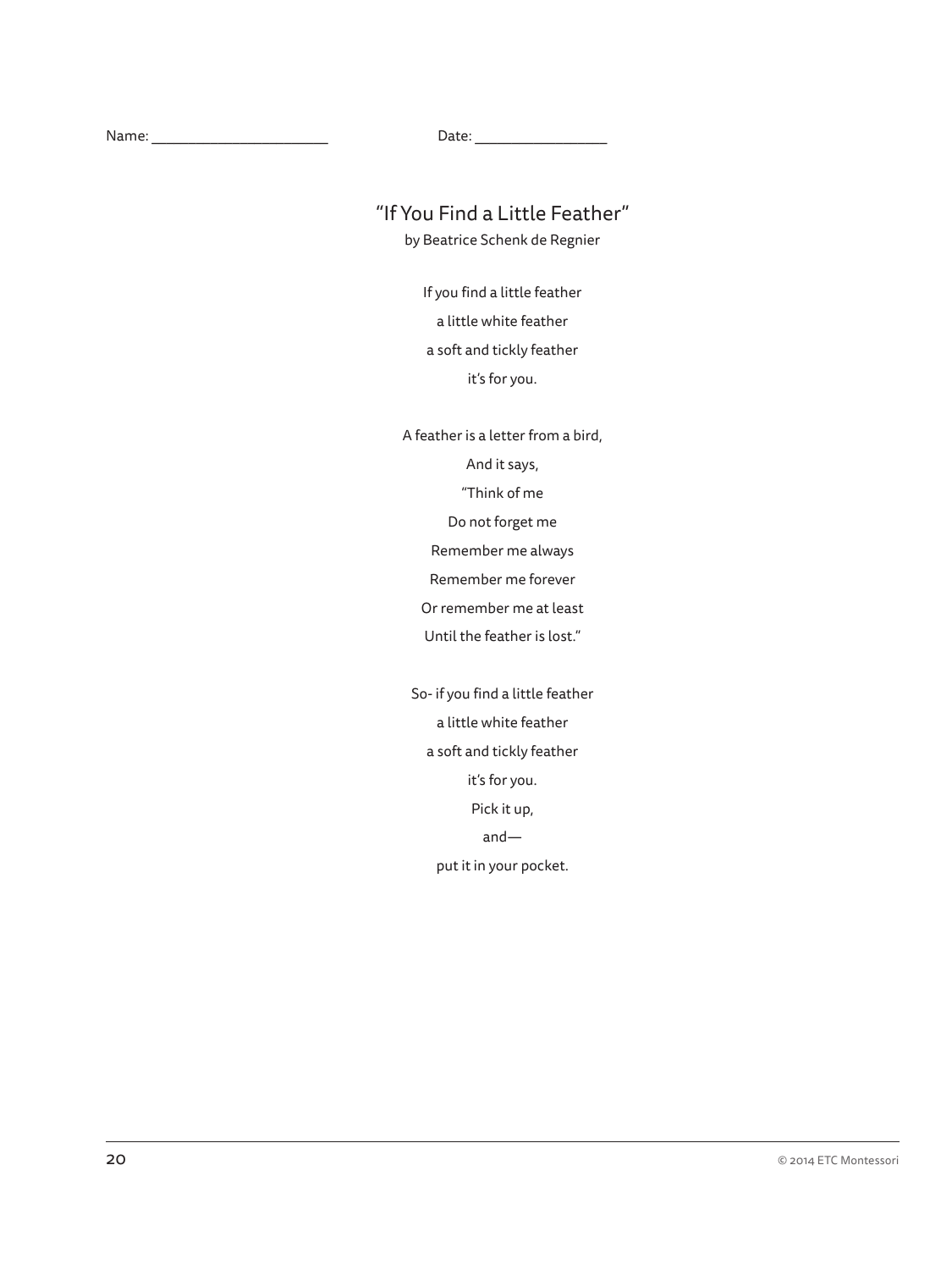Name: ______________________ Date: _________________

## "If You Find a Little Feather"

by Beatrice Schenk de Regnier

If you find a little feather  
a little white feather  
a soft and tickly feather  
it's for you.

A feather is a letter from a bird,  
And it says,  
"Think of me  
Do not forget me  
Remember me always  
Remember me forever  
Or remember me at least  
Until the feather is lost."

So- if you find a little feather  
a little white feather  
a soft and tickly feather  
it's for you.  
Pick it up,  
and—  
put it in your pocket.

© 2014 ETC Montessori